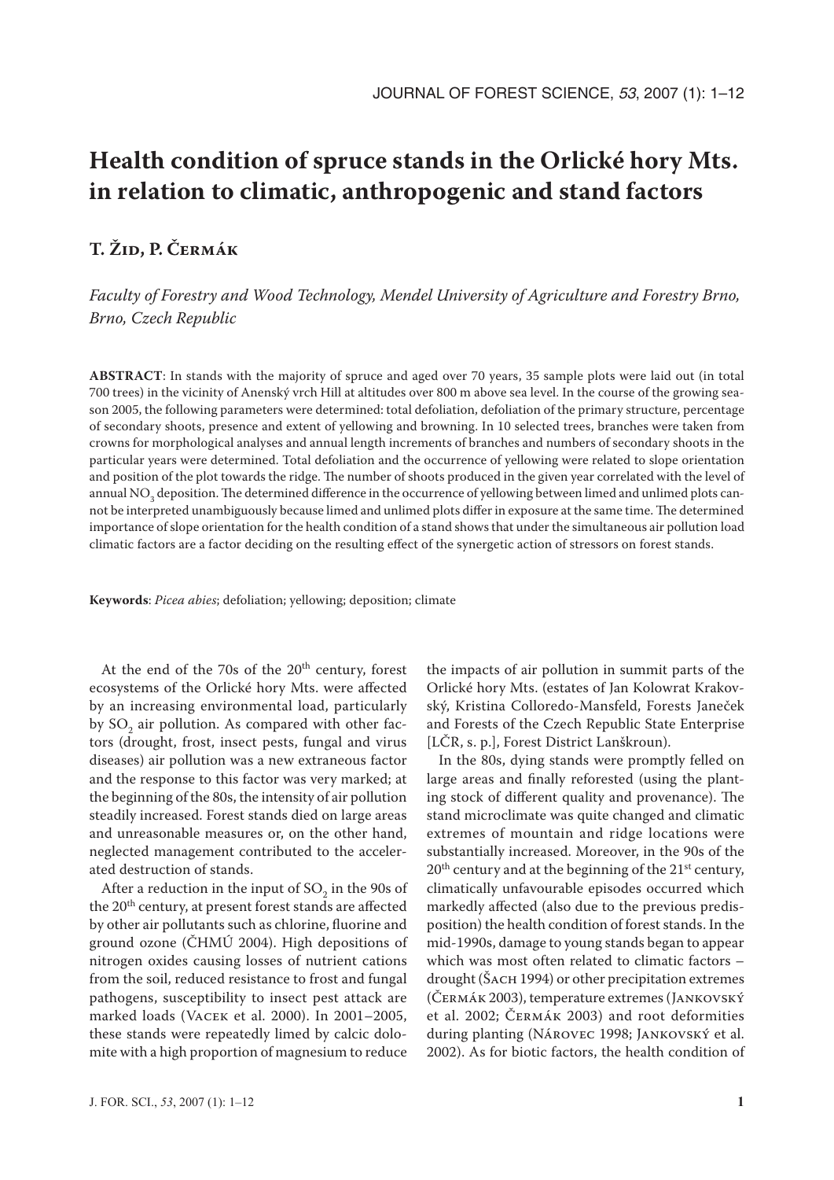# Health condition of spruce stands in the Orlické hory Mts. in relation to climatic, anthropogenic and stand factors

**T. Žid, P. Čermák**

*Faculty of Forestry and Wood Technology, Mendel University of Agriculture and Forestry Brno, Brno, Czech Republic*

**ABSTRACT**: In stands with the majority of spruce and aged over 70 years, 35 sample plots were laid out (in total 700 trees) in the vicinity of Anenský vrch Hill at altitudes over 800 m above sea level. In the course of the growing season 2005, the following parameters were determined: total defoliation, defoliation of the primary structure, percentage of secondary shoots, presence and extent of yellowing and browning. In 10 selected trees, branches were taken from crowns for morphological analyses and annual length increments of branches and numbers of secondary shoots in the particular years were determined. Total defoliation and the occurrence of yellowing were related to slope orientation and position of the plot towards the ridge. The number of shoots produced in the given year correlated with the level of annual $NO_3$ deposition. The determined difference in the occurrence of yellowing between limed and unlimed plots cannot be interpreted unambiguously because limed and unlimed plots differ in exposure at the same time. The determined importance of slope orientation for the health condition of a stand shows that under the simultaneous air pollution load climatic factors are a factor deciding on the resulting effect of the synergetic action of stressors on forest stands.

**Keywords**: *Picea abies*; defoliation; yellowing; deposition; climate

At the end of the 70s of the 20th century, forest ecosystems of the Orlické hory Mts. were affected by an increasing environmental load, particularly by $SO_2$ air pollution. As compared with other factors (drought, frost, insect pests, fungal and virus diseases) air pollution was a new extraneous factor and the response to this factor was very marked; at the beginning of the 80s, the intensity of air pollution steadily increased. Forest stands died on large areas and unreasonable measures or, on the other hand, neglected management contributed to the accelerated destruction of stands.

After a reduction in the input of $SO_2$ in the 90s of the 20th century, at present forest stands are affected by other air pollutants such as chlorine, fluorine and ground ozone (ČHMÚ 2004). High depositions of nitrogen oxides causing losses of nutrient cations from the soil, reduced resistance to frost and fungal pathogens, susceptibility to insect pest attack are marked loads (Vacek et al. 2000). In 2001–2005, these stands were repeatedly limed by calcic dolomite with a high proportion of magnesium to reduce the impacts of air pollution in summit parts of the Orlické hory Mts. (estates of Jan Kolowrat Krakovský, Kristina Colloredo-Mansfeld, Forests Janeček and Forests of the Czech Republic State Enterprise [LČR, s. p.], Forest District Lanškroun).

In the 80s, dying stands were promptly felled on large areas and finally reforested (using the planting stock of different quality and provenance). The stand microclimate was quite changed and climatic extremes of mountain and ridge locations were substantially increased. Moreover, in the 90s of the 20th century and at the beginning of the 21st century, climatically unfavourable episodes occurred which markedly affected (also due to the previous predisposition) the health condition of forest stands. In the mid-1990s, damage to young stands began to appear which was most often related to climatic factors – drought (Šach 1994) or other precipitation extremes (Čermák 2003), temperature extremes (Jankovský et al. 2002; Čermák 2003) and root deformities during planting (Nárovec 1998; Jankovský et al. 2002). As for biotic factors, the health condition of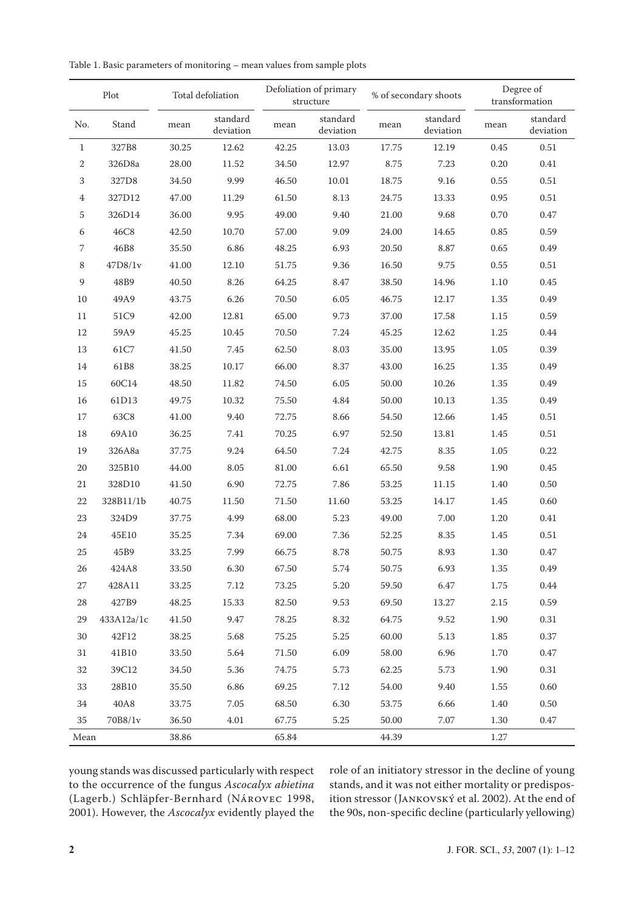Table 1. Basic parameters of monitoring – mean values from sample plots

| Plot | | Total defoliation | | Defoliation of primary structure | | % of secondary shoots | | Degree of transformation | |
|---|---|---|---|---|---|---|---|---|---|
| No. | Stand | mean | standard deviation | mean | standard deviation | mean | standard deviation | mean | standard deviation |
| 1 | 327B8 | 30.25 | 12.62 | 42.25 | 13.03 | 17.75 | 12.19 | 0.45 | 0.51 |
| 2 | 326D8a | 28.00 | 11.52 | 34.50 | 12.97 | 8.75 | 7.23 | 0.20 | 0.41 |
| 3 | 327D8 | 34.50 | 9.99 | 46.50 | 10.01 | 18.75 | 9.16 | 0.55 | 0.51 |
| 4 | 327D12 | 47.00 | 11.29 | 61.50 | 8.13 | 24.75 | 13.33 | 0.95 | 0.51 |
| 5 | 326D14 | 36.00 | 9.95 | 49.00 | 9.40 | 21.00 | 9.68 | 0.70 | 0.47 |
| 6 | 46C8 | 42.50 | 10.70 | 57.00 | 9.09 | 24.00 | 14.65 | 0.85 | 0.59 |
| 7 | 46B8 | 35.50 | 6.86 | 48.25 | 6.93 | 20.50 | 8.87 | 0.65 | 0.49 |
| 8 | 47D8/1v | 41.00 | 12.10 | 51.75 | 9.36 | 16.50 | 9.75 | 0.55 | 0.51 |
| 9 | 48B9 | 40.50 | 8.26 | 64.25 | 8.47 | 38.50 | 14.96 | 1.10 | 0.45 |
| 10 | 49A9 | 43.75 | 6.26 | 70.50 | 6.05 | 46.75 | 12.17 | 1.35 | 0.49 |
| 11 | 51C9 | 42.00 | 12.81 | 65.00 | 9.73 | 37.00 | 17.58 | 1.15 | 0.59 |
| 12 | 59A9 | 45.25 | 10.45 | 70.50 | 7.24 | 45.25 | 12.62 | 1.25 | 0.44 |
| 13 | 61C7 | 41.50 | 7.45 | 62.50 | 8.03 | 35.00 | 13.95 | 1.05 | 0.39 |
| 14 | 61B8 | 38.25 | 10.17 | 66.00 | 8.37 | 43.00 | 16.25 | 1.35 | 0.49 |
| 15 | 60C14 | 48.50 | 11.82 | 74.50 | 6.05 | 50.00 | 10.26 | 1.35 | 0.49 |
| 16 | 61D13 | 49.75 | 10.32 | 75.50 | 4.84 | 50.00 | 10.13 | 1.35 | 0.49 |
| 17 | 63C8 | 41.00 | 9.40 | 72.75 | 8.66 | 54.50 | 12.66 | 1.45 | 0.51 |
| 18 | 69A10 | 36.25 | 7.41 | 70.25 | 6.97 | 52.50 | 13.81 | 1.45 | 0.51 |
| 19 | 326A8a | 37.75 | 9.24 | 64.50 | 7.24 | 42.75 | 8.35 | 1.05 | 0.22 |
| 20 | 325B10 | 44.00 | 8.05 | 81.00 | 6.61 | 65.50 | 9.58 | 1.90 | 0.45 |
| 21 | 328D10 | 41.50 | 6.90 | 72.75 | 7.86 | 53.25 | 11.15 | 1.40 | 0.50 |
| 22 | 328B11/1b | 40.75 | 11.50 | 71.50 | 11.60 | 53.25 | 14.17 | 1.45 | 0.60 |
| 23 | 324D9 | 37.75 | 4.99 | 68.00 | 5.23 | 49.00 | 7.00 | 1.20 | 0.41 |
| 24 | 45E10 | 35.25 | 7.34 | 69.00 | 7.36 | 52.25 | 8.35 | 1.45 | 0.51 |
| 25 | 45B9 | 33.25 | 7.99 | 66.75 | 8.78 | 50.75 | 8.93 | 1.30 | 0.47 |
| 26 | 424A8 | 33.50 | 6.30 | 67.50 | 5.74 | 50.75 | 6.93 | 1.35 | 0.49 |
| 27 | 428A11 | 33.25 | 7.12 | 73.25 | 5.20 | 59.50 | 6.47 | 1.75 | 0.44 |
| 28 | 427B9 | 48.25 | 15.33 | 82.50 | 9.53 | 69.50 | 13.27 | 2.15 | 0.59 |
| 29 | 433A12a/1c | 41.50 | 9.47 | 78.25 | 8.32 | 64.75 | 9.52 | 1.90 | 0.31 |
| 30 | 42F12 | 38.25 | 5.68 | 75.25 | 5.25 | 60.00 | 5.13 | 1.85 | 0.37 |
| 31 | 41B10 | 33.50 | 5.64 | 71.50 | 6.09 | 58.00 | 6.96 | 1.70 | 0.47 |
| 32 | 39C12 | 34.50 | 5.36 | 74.75 | 5.73 | 62.25 | 5.73 | 1.90 | 0.31 |
| 33 | 28B10 | 35.50 | 6.86 | 69.25 | 7.12 | 54.00 | 9.40 | 1.55 | 0.60 |
| 34 | 40A8 | 33.75 | 7.05 | 68.50 | 6.30 | 53.75 | 6.66 | 1.40 | 0.50 |
| 35 | 70B8/1v | 36.50 | 4.01 | 67.75 | 5.25 | 50.00 | 7.07 | 1.30 | 0.47 |
| Mean | | 38.86 | | 65.84 | | 44.39 | | 1.27 | |

young stands was discussed particularly with respect to the occurrence of the fungus *Ascocalyx abietina* (Lagerb.) Schläpfer-Bernhard (Nárovec 1998, 2001). However, the *Ascocalyx* evidently played the role of an initiatory stressor in the decline of young stands, and it was not either mortality or predisposition stressor (Jankovský et al. 2002). At the end of the 90s, non-specific decline (particularly yellowing)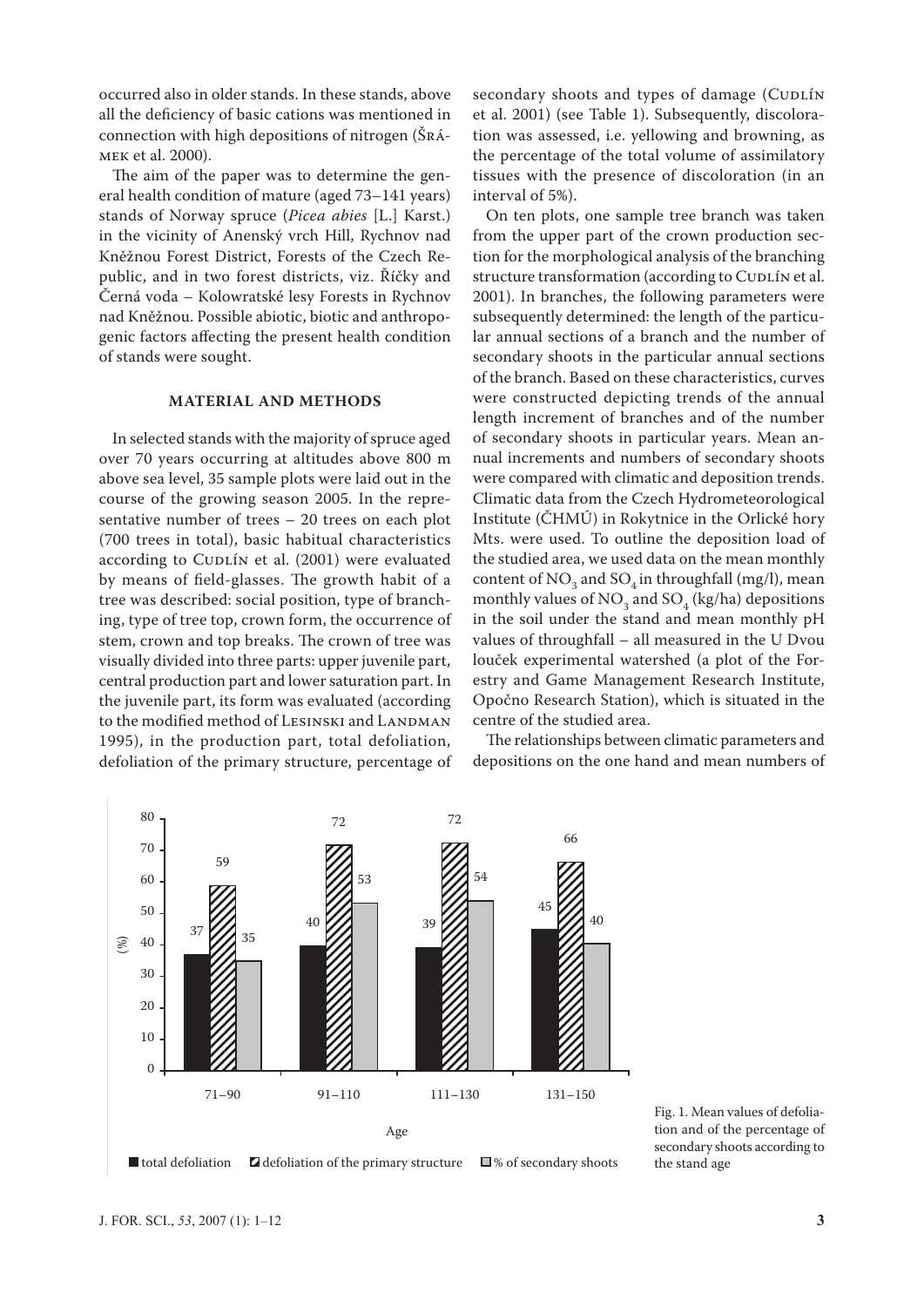occurred also in older stands. In these stands, above all the deficiency of basic cations was mentioned in connection with high depositions of nitrogen (Šrámek et al. 2000).

The aim of the paper was to determine the general health condition of mature (aged 73–141 years) stands of Norway spruce (*Picea abies* [L.] Karst.) in the vicinity of Anenský vrch Hill, Rychnov nad Kněžnou Forest District, Forests of the Czech Republic, and in two forest districts, viz. Říčky and Černá voda – Kolowratské lesy Forests in Rychnov nad Kněžnou. Possible abiotic, biotic and anthropogenic factors affecting the present health condition of stands were sought.

## MATERIAL AND METHODS

In selected stands with the majority of spruce aged over 70 years occurring at altitudes above 800 m above sea level, 35 sample plots were laid out in the course of the growing season 2005. In the representative number of trees – 20 trees on each plot (700 trees in total), basic habitual characteristics according to Cudlín et al. (2001) were evaluated by means of field-glasses. The growth habit of a tree was described: social position, type of branching, type of tree top, crown form, the occurrence of stem, crown and top breaks. The crown of tree was visually divided into three parts: upper juvenile part, central production part and lower saturation part. In the juvenile part, its form was evaluated (according to the modified method of Lesinski and Landman 1995), in the production part, total defoliation, defoliation of the primary structure, percentage of secondary shoots and types of damage (Cudlín et al. 2001) (see Table 1). Subsequently, discoloration was assessed, i.e. yellowing and browning, as the percentage of the total volume of assimilatory tissues with the presence of discoloration (in an interval of 5%).

On ten plots, one sample tree branch was taken from the upper part of the crown production section for the morphological analysis of the branching structure transformation (according to Cudlín et al. 2001). In branches, the following parameters were subsequently determined: the length of the particular annual sections of a branch and the number of secondary shoots in the particular annual sections of the branch. Based on these characteristics, curves were constructed depicting trends of the annual length increment of branches and of the number of secondary shoots in particular years. Mean annual increments and numbers of secondary shoots were compared with climatic and deposition trends. Climatic data from the Czech Hydrometeorological Institute (ČHMÚ) in Rokytnice in the Orlické hory Mts. were used. To outline the deposition load of the studied area, we used data on the mean monthly content of $NO_3$ and $SO_4$ in throughfall (mg/l), mean monthly values of $NO_3$ and $SO_4$ (kg/ha) depositions in the soil under the stand and mean monthly pH values of throughfall – all measured in the U Dvou louček experimental watershed (a plot of the Forestry and Game Management Research Institute, Opočno Research Station), which is situated in the centre of the studied area.

The relationships between climatic parameters and depositions on the one hand and mean numbers of

(%)
80
70
60
50
40
30
20
10
0

71–90: 37, 59, 35
91–110: 40, 72, 53
111–130: 39, 72, 54
131–150: 45, 66, 40

Age

■ total defoliation ▨ defoliation of the primary structure □ % of secondary shoots

Fig. 1. Mean values of defoliation and of the percentage of secondary shoots according to the stand age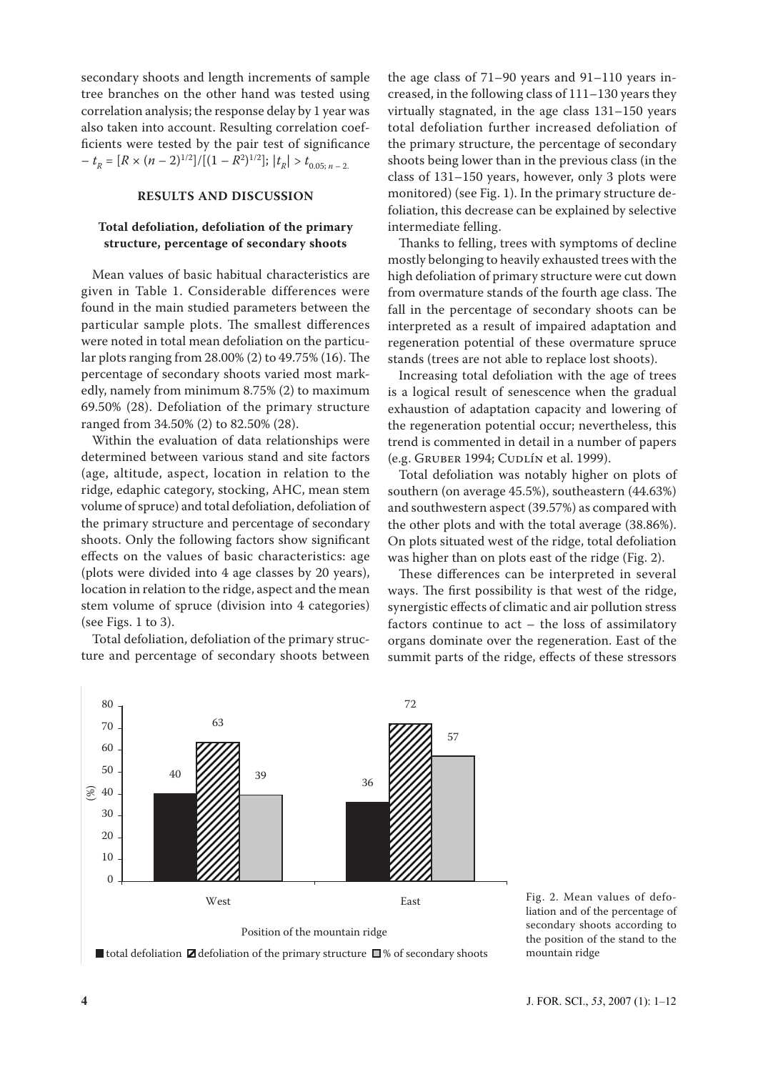secondary shoots and length increments of sample tree branches on the other hand was tested using correlation analysis; the response delay by 1 year was also taken into account. Resulting correlation coefficients were tested by the pair test of significance – $t_R = [R \times (n-2)^{1/2}]/[(1-R^2)^{1/2}]$; $|t_R| > t_{0.05;\, n-2.}$

## RESULTS AND DISCUSSION

### Total defoliation, defoliation of the primary structure, percentage of secondary shoots

Mean values of basic habitual characteristics are given in Table 1. Considerable differences were found in the main studied parameters between the particular sample plots. The smallest differences were noted in total mean defoliation on the particular plots ranging from 28.00% (2) to 49.75% (16). The percentage of secondary shoots varied most markedly, namely from minimum 8.75% (2) to maximum 69.50% (28). Defoliation of the primary structure ranged from 34.50% (2) to 82.50% (28).

Within the evaluation of data relationships were determined between various stand and site factors (age, altitude, aspect, location in relation to the ridge, edaphic category, stocking, AHC, mean stem volume of spruce) and total defoliation, defoliation of the primary structure and percentage of secondary shoots. Only the following factors show significant effects on the values of basic characteristics: age (plots were divided into 4 age classes by 20 years), location in relation to the ridge, aspect and the mean stem volume of spruce (division into 4 categories) (see Figs. 1 to 3).

Total defoliation, defoliation of the primary structure and percentage of secondary shoots between the age class of 71–90 years and 91–110 years increased, in the following class of 111–130 years they virtually stagnated, in the age class 131–150 years total defoliation further increased defoliation of the primary structure, the percentage of secondary shoots being lower than in the previous class (in the class of 131–150 years, however, only 3 plots were monitored) (see Fig. 1). In the primary structure defoliation, this decrease can be explained by selective intermediate felling.

Thanks to felling, trees with symptoms of decline mostly belonging to heavily exhausted trees with the high defoliation of primary structure were cut down from overmature stands of the fourth age class. The fall in the percentage of secondary shoots can be interpreted as a result of impaired adaptation and regeneration potential of these overmature spruce stands (trees are not able to replace lost shoots).

Increasing total defoliation with the age of trees is a logical result of senescence when the gradual exhaustion of adaptation capacity and lowering of the regeneration potential occur; nevertheless, this trend is commented in detail in a number of papers (e.g. Gruber 1994; Cudlín et al. 1999).

Total defoliation was notably higher on plots of southern (on average 45.5%), southeastern (44.63%) and southwestern aspect (39.57%) as compared with the other plots and with the total average (38.86%). On plots situated west of the ridge, total defoliation was higher than on plots east of the ridge (Fig. 2).

These differences can be interpreted in several ways. The first possibility is that west of the ridge, synergistic effects of climatic and air pollution stress factors continue to act – the loss of assimilatory organs dominate over the regeneration. East of the summit parts of the ridge, effects of these stressors

80
70
60
50
40
30
20
10
0
(%)
40
63
39
36
72
57
West
East
Position of the mountain ridge
total defoliation
defoliation of the primary structure
% of secondary shoots

Fig. 2. Mean values of defoliation and of the percentage of secondary shoots according to the position of the stand to the mountain ridge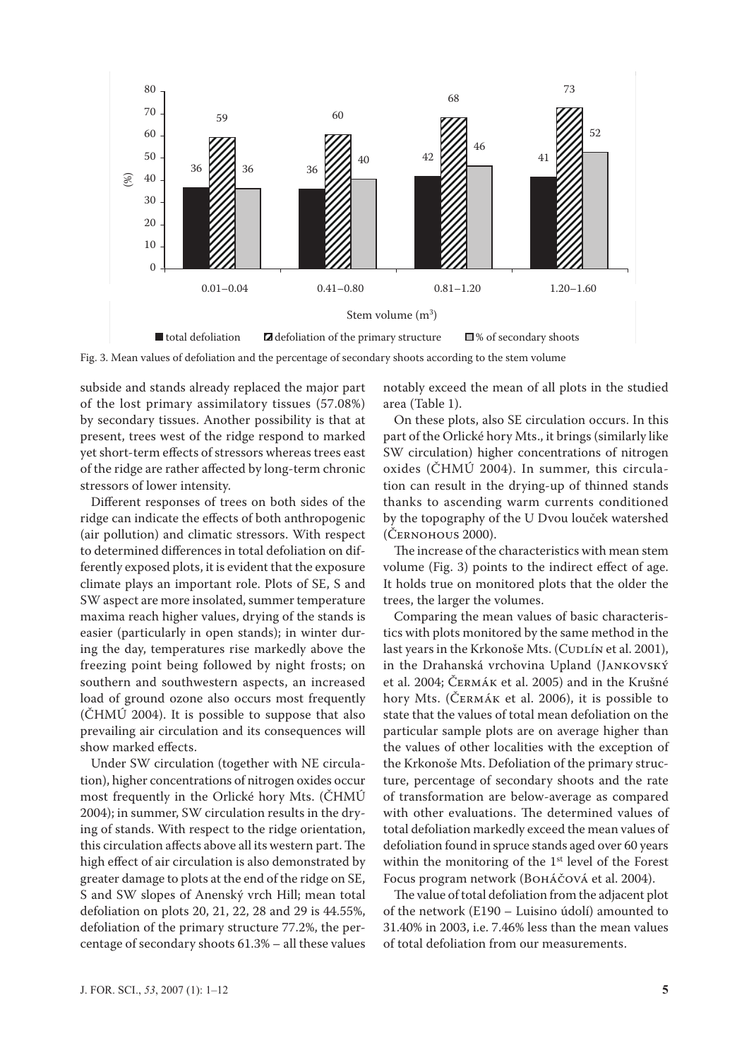80
70
60
50
40
30
20
10
0

(%)

59
60
68
73
36
36
36
40
42
46
41
52

0.01–0.04
0.41–0.80
0.81–1.20
1.20–1.60

Stem volume (m$^3$)

total defoliation
defoliation of the primary structure
% of secondary shoots

Fig. 3. Mean values of defoliation and the percentage of secondary shoots according to the stem volume

subside and stands already replaced the major part of the lost primary assimilatory tissues (57.08%) by secondary tissues. Another possibility is that at present, trees west of the ridge respond to marked yet short-term effects of stressors whereas trees east of the ridge are rather affected by long-term chronic stressors of lower intensity.

Different responses of trees on both sides of the ridge can indicate the effects of both anthropogenic (air pollution) and climatic stressors. With respect to determined differences in total defoliation on differently exposed plots, it is evident that the exposure climate plays an important role. Plots of SE, S and SW aspect are more insolated, summer temperature maxima reach higher values, drying of the stands is easier (particularly in open stands); in winter during the day, temperatures rise markedly above the freezing point being followed by night frosts; on southern and southwestern aspects, an increased load of ground ozone also occurs most frequently (ČHMÚ 2004). It is possible to suppose that also prevailing air circulation and its consequences will show marked effects.

Under SW circulation (together with NE circulation), higher concentrations of nitrogen oxides occur most frequently in the Orlické hory Mts. (ČHMÚ 2004); in summer, SW circulation results in the drying of stands. With respect to the ridge orientation, this circulation affects above all its western part. The high effect of air circulation is also demonstrated by greater damage to plots at the end of the ridge on SE, S and SW slopes of Anenský vrch Hill; mean total defoliation on plots 20, 21, 22, 28 and 29 is 44.55%, defoliation of the primary structure 77.2%, the percentage of secondary shoots 61.3% – all these values notably exceed the mean of all plots in the studied area (Table 1).

On these plots, also SE circulation occurs. In this part of the Orlické hory Mts., it brings (similarly like SW circulation) higher concentrations of nitrogen oxides (ČHMÚ 2004). In summer, this circulation can result in the drying-up of thinned stands thanks to ascending warm currents conditioned by the topography of the U Dvou louček watershed (Černohous 2000).

The increase of the characteristics with mean stem volume (Fig. 3) points to the indirect effect of age. It holds true on monitored plots that the older the trees, the larger the volumes.

Comparing the mean values of basic characteristics with plots monitored by the same method in the last years in the Krkonoše Mts. (Cudlín et al. 2001), in the Drahanská vrchovina Upland (Jankovský et al. 2004; Čermák et al. 2005) and in the Krušné hory Mts. (Čermák et al. 2006), it is possible to state that the values of total mean defoliation on the particular sample plots are on average higher than the values of other localities with the exception of the Krkonoše Mts. Defoliation of the primary structure, percentage of secondary shoots and the rate of transformation are below-average as compared with other evaluations. The determined values of total defoliation markedly exceed the mean values of defoliation found in spruce stands aged over 60 years within the monitoring of the 1st level of the Forest Focus program network (Boháčová et al. 2004).

The value of total defoliation from the adjacent plot of the network (E190 – Luisino údolí) amounted to 31.40% in 2003, i.e. 7.46% less than the mean values of total defoliation from our measurements.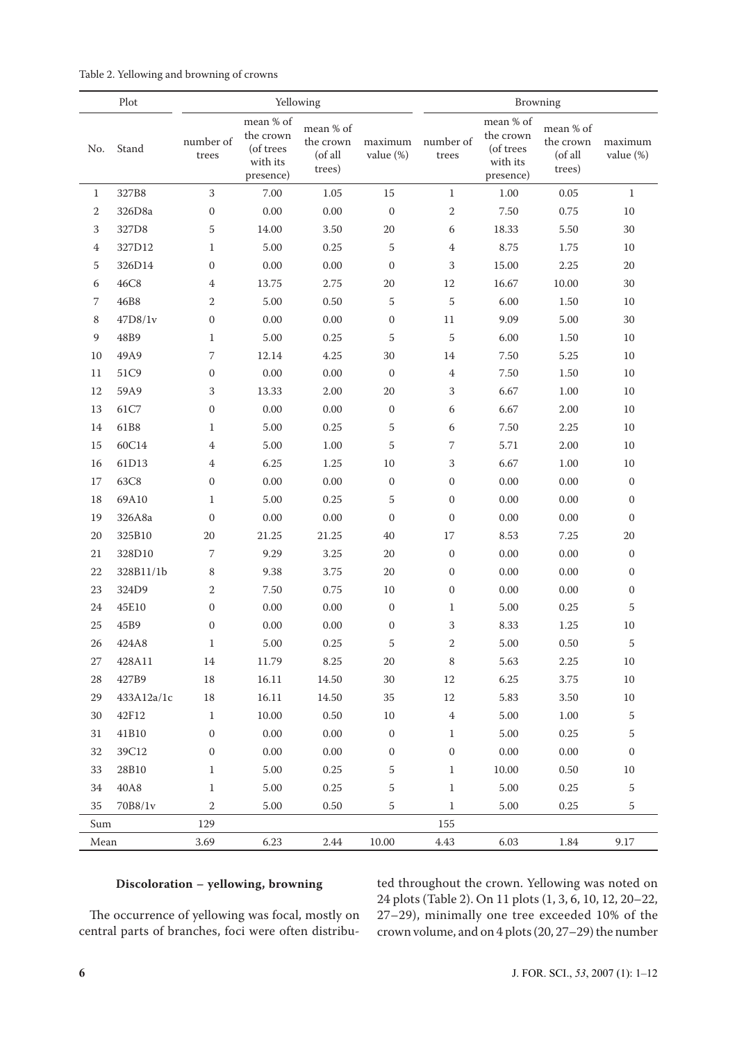Table 2. Yellowing and browning of crowns

| Plot | | Yellowing | | | | Browning | | | |
|---|---|---|---|---|---|---|---|---|---|
| No. | Stand | number of trees | mean % of the crown (of trees with its presence) | mean % of the crown (of all trees) | maximum value (%) | number of trees | mean % of the crown (of trees with its presence) | mean % of the crown (of all trees) | maximum value (%) |
| 1 | 327B8 | 3 | 7.00 | 1.05 | 15 | 1 | 1.00 | 0.05 | 1 |
| 2 | 326D8a | 0 | 0.00 | 0.00 | 0 | 2 | 7.50 | 0.75 | 10 |
| 3 | 327D8 | 5 | 14.00 | 3.50 | 20 | 6 | 18.33 | 5.50 | 30 |
| 4 | 327D12 | 1 | 5.00 | 0.25 | 5 | 4 | 8.75 | 1.75 | 10 |
| 5 | 326D14 | 0 | 0.00 | 0.00 | 0 | 3 | 15.00 | 2.25 | 20 |
| 6 | 46C8 | 4 | 13.75 | 2.75 | 20 | 12 | 16.67 | 10.00 | 30 |
| 7 | 46B8 | 2 | 5.00 | 0.50 | 5 | 5 | 6.00 | 1.50 | 10 |
| 8 | 47D8/1v | 0 | 0.00 | 0.00 | 0 | 11 | 9.09 | 5.00 | 30 |
| 9 | 48B9 | 1 | 5.00 | 0.25 | 5 | 5 | 6.00 | 1.50 | 10 |
| 10 | 49A9 | 7 | 12.14 | 4.25 | 30 | 14 | 7.50 | 5.25 | 10 |
| 11 | 51C9 | 0 | 0.00 | 0.00 | 0 | 4 | 7.50 | 1.50 | 10 |
| 12 | 59A9 | 3 | 13.33 | 2.00 | 20 | 3 | 6.67 | 1.00 | 10 |
| 13 | 61C7 | 0 | 0.00 | 0.00 | 0 | 6 | 6.67 | 2.00 | 10 |
| 14 | 61B8 | 1 | 5.00 | 0.25 | 5 | 6 | 7.50 | 2.25 | 10 |
| 15 | 60C14 | 4 | 5.00 | 1.00 | 5 | 7 | 5.71 | 2.00 | 10 |
| 16 | 61D13 | 4 | 6.25 | 1.25 | 10 | 3 | 6.67 | 1.00 | 10 |
| 17 | 63C8 | 0 | 0.00 | 0.00 | 0 | 0 | 0.00 | 0.00 | 0 |
| 18 | 69A10 | 1 | 5.00 | 0.25 | 5 | 0 | 0.00 | 0.00 | 0 |
| 19 | 326A8a | 0 | 0.00 | 0.00 | 0 | 0 | 0.00 | 0.00 | 0 |
| 20 | 325B10 | 20 | 21.25 | 21.25 | 40 | 17 | 8.53 | 7.25 | 20 |
| 21 | 328D10 | 7 | 9.29 | 3.25 | 20 | 0 | 0.00 | 0.00 | 0 |
| 22 | 328B11/1b | 8 | 9.38 | 3.75 | 20 | 0 | 0.00 | 0.00 | 0 |
| 23 | 324D9 | 2 | 7.50 | 0.75 | 10 | 0 | 0.00 | 0.00 | 0 |
| 24 | 45E10 | 0 | 0.00 | 0.00 | 0 | 1 | 5.00 | 0.25 | 5 |
| 25 | 45B9 | 0 | 0.00 | 0.00 | 0 | 3 | 8.33 | 1.25 | 10 |
| 26 | 424A8 | 1 | 5.00 | 0.25 | 5 | 2 | 5.00 | 0.50 | 5 |
| 27 | 428A11 | 14 | 11.79 | 8.25 | 20 | 8 | 5.63 | 2.25 | 10 |
| 28 | 427B9 | 18 | 16.11 | 14.50 | 30 | 12 | 6.25 | 3.75 | 10 |
| 29 | 433A12a/1c | 18 | 16.11 | 14.50 | 35 | 12 | 5.83 | 3.50 | 10 |
| 30 | 42F12 | 1 | 10.00 | 0.50 | 10 | 4 | 5.00 | 1.00 | 5 |
| 31 | 41B10 | 0 | 0.00 | 0.00 | 0 | 1 | 5.00 | 0.25 | 5 |
| 32 | 39C12 | 0 | 0.00 | 0.00 | 0 | 0 | 0.00 | 0.00 | 0 |
| 33 | 28B10 | 1 | 5.00 | 0.25 | 5 | 1 | 10.00 | 0.50 | 10 |
| 34 | 40A8 | 1 | 5.00 | 0.25 | 5 | 1 | 5.00 | 0.25 | 5 |
| 35 | 70B8/1v | 2 | 5.00 | 0.50 | 5 | 1 | 5.00 | 0.25 | 5 |
| Sum | | 129 | | | | 155 | | | |
| Mean | | 3.69 | 6.23 | 2.44 | 10.00 | 4.43 | 6.03 | 1.84 | 9.17 |

#### Discoloration – yellowing, browning

The occurrence of yellowing was focal, mostly on central parts of branches, foci were often distributed throughout the crown. Yellowing was noted on 24 plots (Table 2). On 11 plots (1, 3, 6, 10, 12, 20–22, 27–29), minimally one tree exceeded 10% of the crown volume, and on 4 plots (20, 27–29) the number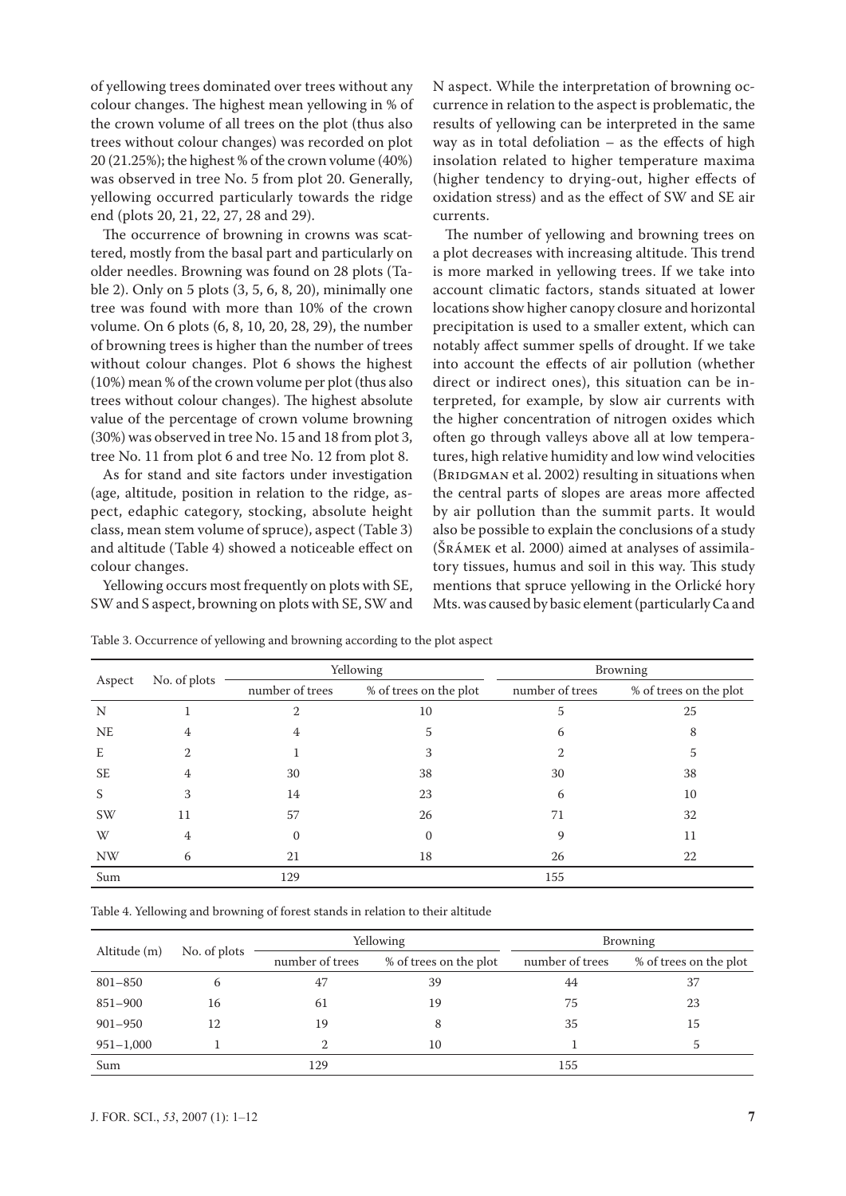of yellowing trees dominated over trees without any colour changes. The highest mean yellowing in % of the crown volume of all trees on the plot (thus also trees without colour changes) was recorded on plot 20 (21.25%); the highest % of the crown volume (40%) was observed in tree No. 5 from plot 20. Generally, yellowing occurred particularly towards the ridge end (plots 20, 21, 22, 27, 28 and 29).

The occurrence of browning in crowns was scattered, mostly from the basal part and particularly on older needles. Browning was found on 28 plots (Table 2). Only on 5 plots (3, 5, 6, 8, 20), minimally one tree was found with more than 10% of the crown volume. On 6 plots (6, 8, 10, 20, 28, 29), the number of browning trees is higher than the number of trees without colour changes. Plot 6 shows the highest (10%) mean % of the crown volume per plot (thus also trees without colour changes). The highest absolute value of the percentage of crown volume browning (30%) was observed in tree No. 15 and 18 from plot 3, tree No. 11 from plot 6 and tree No. 12 from plot 8.

As for stand and site factors under investigation (age, altitude, position in relation to the ridge, aspect, edaphic category, stocking, absolute height class, mean stem volume of spruce), aspect (Table 3) and altitude (Table 4) showed a noticeable effect on colour changes.

Yellowing occurs most frequently on plots with SE, SW and S aspect, browning on plots with SE, SW and N aspect. While the interpretation of browning occurrence in relation to the aspect is problematic, the results of yellowing can be interpreted in the same way as in total defoliation – as the effects of high insolation related to higher temperature maxima (higher tendency to drying-out, higher effects of oxidation stress) and as the effect of SW and SE air currents.

The number of yellowing and browning trees on a plot decreases with increasing altitude. This trend is more marked in yellowing trees. If we take into account climatic factors, stands situated at lower locations show higher canopy closure and horizontal precipitation is used to a smaller extent, which can notably affect summer spells of drought. If we take into account the effects of air pollution (whether direct or indirect ones), this situation can be interpreted, for example, by slow air currents with the higher concentration of nitrogen oxides which often go through valleys above all at low temperatures, high relative humidity and low wind velocities (Bridgman et al. 2002) resulting in situations when the central parts of slopes are areas more affected by air pollution than the summit parts. It would also be possible to explain the conclusions of a study (Šrámek et al. 2000) aimed at analyses of assimilatory tissues, humus and soil in this way. This study mentions that spruce yellowing in the Orlické hory Mts. was caused by basic element (particularly Ca and

Table 3. Occurrence of yellowing and browning according to the plot aspect

| Aspect | No. of plots | Yellowing | | Browning | |
|---|---|---|---|---|---|
| | | number of trees | % of trees on the plot | number of trees | % of trees on the plot |
| N | 1 | 2 | 10 | 5 | 25 |
| NE | 4 | 4 | 5 | 6 | 8 |
| E | 2 | 1 | 3 | 2 | 5 |
| SE | 4 | 30 | 38 | 30 | 38 |
| S | 3 | 14 | 23 | 6 | 10 |
| SW | 11 | 57 | 26 | 71 | 32 |
| W | 4 | 0 | 0 | 9 | 11 |
| NW | 6 | 21 | 18 | 26 | 22 |
| Sum | | 129 | | 155 | |

Table 4. Yellowing and browning of forest stands in relation to their altitude

| Altitude (m) | No. of plots | Yellowing | | Browning | |
|---|---|---|---|---|---|
| | | number of trees | % of trees on the plot | number of trees | % of trees on the plot |
| 801–850 | 6 | 47 | 39 | 44 | 37 |
| 851–900 | 16 | 61 | 19 | 75 | 23 |
| 901–950 | 12 | 19 | 8 | 35 | 15 |
| 951–1,000 | 1 | 2 | 10 | 1 | 5 |
| Sum | | 129 | | 155 | |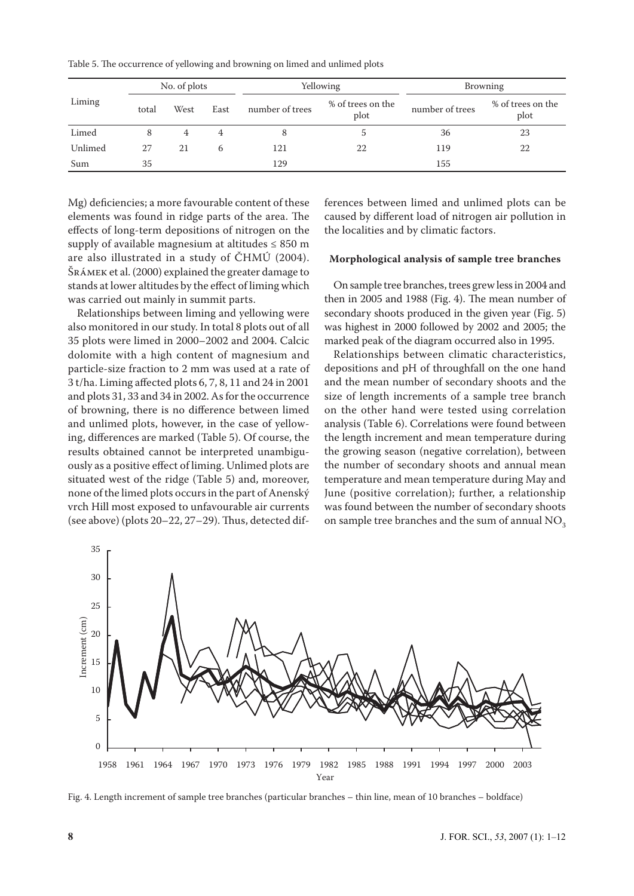Table 5. The occurrence of yellowing and browning on limed and unlimed plots

| Liming | No. of plots | | | Yellowing | | Browning | |
|---|---|---|---|---|---|---|---|
| | total | West | East | number of trees | % of trees on the plot | number of trees | % of trees on the plot |
| Limed | 8 | 4 | 4 | 8 | 5 | 36 | 23 |
| Unlimed | 27 | 21 | 6 | 121 | 22 | 119 | 22 |
| Sum | 35 | | | 129 | | 155 | |

Mg) deficiencies; a more favourable content of these elements was found in ridge parts of the area. The effects of long-term depositions of nitrogen on the supply of available magnesium at altitudes ≤ 850 m are also illustrated in a study of ČHMÚ (2004). Šrámek et al. (2000) explained the greater damage to stands at lower altitudes by the effect of liming which was carried out mainly in summit parts.

Relationships between liming and yellowing were also monitored in our study. In total 8 plots out of all 35 plots were limed in 2000–2002 and 2004. Calcic dolomite with a high content of magnesium and particle-size fraction to 2 mm was used at a rate of 3 t/ha. Liming affected plots 6, 7, 8, 11 and 24 in 2001 and plots 31, 33 and 34 in 2002. As for the occurrence of browning, there is no difference between limed and unlimed plots, however, in the case of yellowing, differences are marked (Table 5). Of course, the results obtained cannot be interpreted unambiguously as a positive effect of liming. Unlimed plots are situated west of the ridge (Table 5) and, moreover, none of the limed plots occurs in the part of Anenský vrch Hill most exposed to unfavourable air currents (see above) (plots 20–22, 27–29). Thus, detected differences between limed and unlimed plots can be caused by different load of nitrogen air pollution in the localities and by climatic factors.

### Morphological analysis of sample tree branches

On sample tree branches, trees grew less in 2004 and then in 2005 and 1988 (Fig. 4). The mean number of secondary shoots produced in the given year (Fig. 5) was highest in 2000 followed by 2002 and 2005; the marked peak of the diagram occurred also in 1995.

Relationships between climatic characteristics, depositions and pH of throughfall on the one hand and the mean number of secondary shoots and the size of length increments of a sample tree branch on the other hand were tested using correlation analysis (Table 6). Correlations were found between the length increment and mean temperature during the growing season (negative correlation), between the number of secondary shoots and annual mean temperature and mean temperature during May and June (positive correlation); further, a relationship was found between the number of secondary shoots on sample tree branches and the sum of annual $NO_3$

Increment (cm)
35
30
25
20
15
10
5
0
1958 1961 1964 1967 1970 1973 1976 1979 1982 1985 1988 1991 1994 1997 2000 2003
Year

Fig. 4. Length increment of sample tree branches (particular branches – thin line, mean of 10 branches – boldface)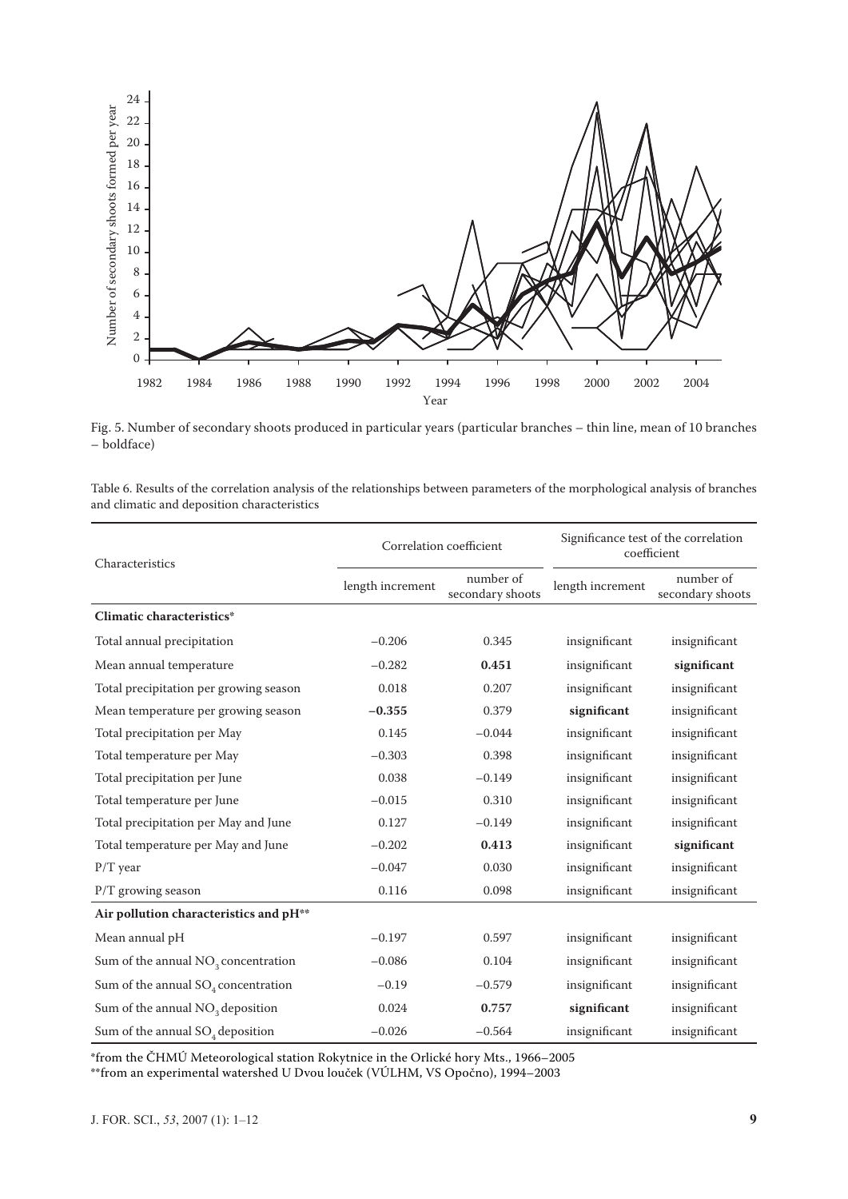Number of secondary shoots formed per year

24
22
20
18
16
14
12
10
8
6
4
2
0

1982 1984 1986 1988 1990 1992 1994 1996 1998 2000 2002 2004

Year

Fig. 5. Number of secondary shoots produced in particular years (particular branches – thin line, mean of 10 branches – boldface)

Table 6. Results of the correlation analysis of the relationships between parameters of the morphological analysis of branches and climatic and deposition characteristics

| Characteristics | Correlation coefficient | | Significance test of the correlation coefficient | |
|---|---|---|---|---|
| | length increment | number of secondary shoots | length increment | number of secondary shoots |
| **Climatic characteristics*** | | | | |
| Total annual precipitation | –0.206 | 0.345 | insignificant | insignificant |
| Mean annual temperature | –0.282 | **0.451** | insignificant | **significant** |
| Total precipitation per growing season | 0.018 | 0.207 | insignificant | insignificant |
| Mean temperature per growing season | **–0.355** | 0.379 | **significant** | insignificant |
| Total precipitation per May | 0.145 | –0.044 | insignificant | insignificant |
| Total temperature per May | –0.303 | 0.398 | insignificant | insignificant |
| Total precipitation per June | 0.038 | –0.149 | insignificant | insignificant |
| Total temperature per June | –0.015 | 0.310 | insignificant | insignificant |
| Total precipitation per May and June | 0.127 | –0.149 | insignificant | insignificant |
| Total temperature per May and June | –0.202 | **0.413** | insignificant | **significant** |
| P/T year | –0.047 | 0.030 | insignificant | insignificant |
| P/T growing season | 0.116 | 0.098 | insignificant | insignificant |
| **Air pollution characteristics and pH**** | | | | |
| Mean annual pH | –0.197 | 0.597 | insignificant | insignificant |
| Sum of the annual $NO_3$ concentration | –0.086 | 0.104 | insignificant | insignificant |
| Sum of the annual $SO_4$ concentration | –0.19 | –0.579 | insignificant | insignificant |
| Sum of the annual $NO_3$ deposition | 0.024 | **0.757** | **significant** | insignificant |
| Sum of the annual $SO_4$ deposition | –0.026 | –0.564 | insignificant | insignificant |

*from the ČHMÚ Meteorological station Rokytnice in the Orlické hory Mts., 1966–2005
**from an experimental watershed U Dvou louček (VÚLHM, VS Opočno), 1994–2003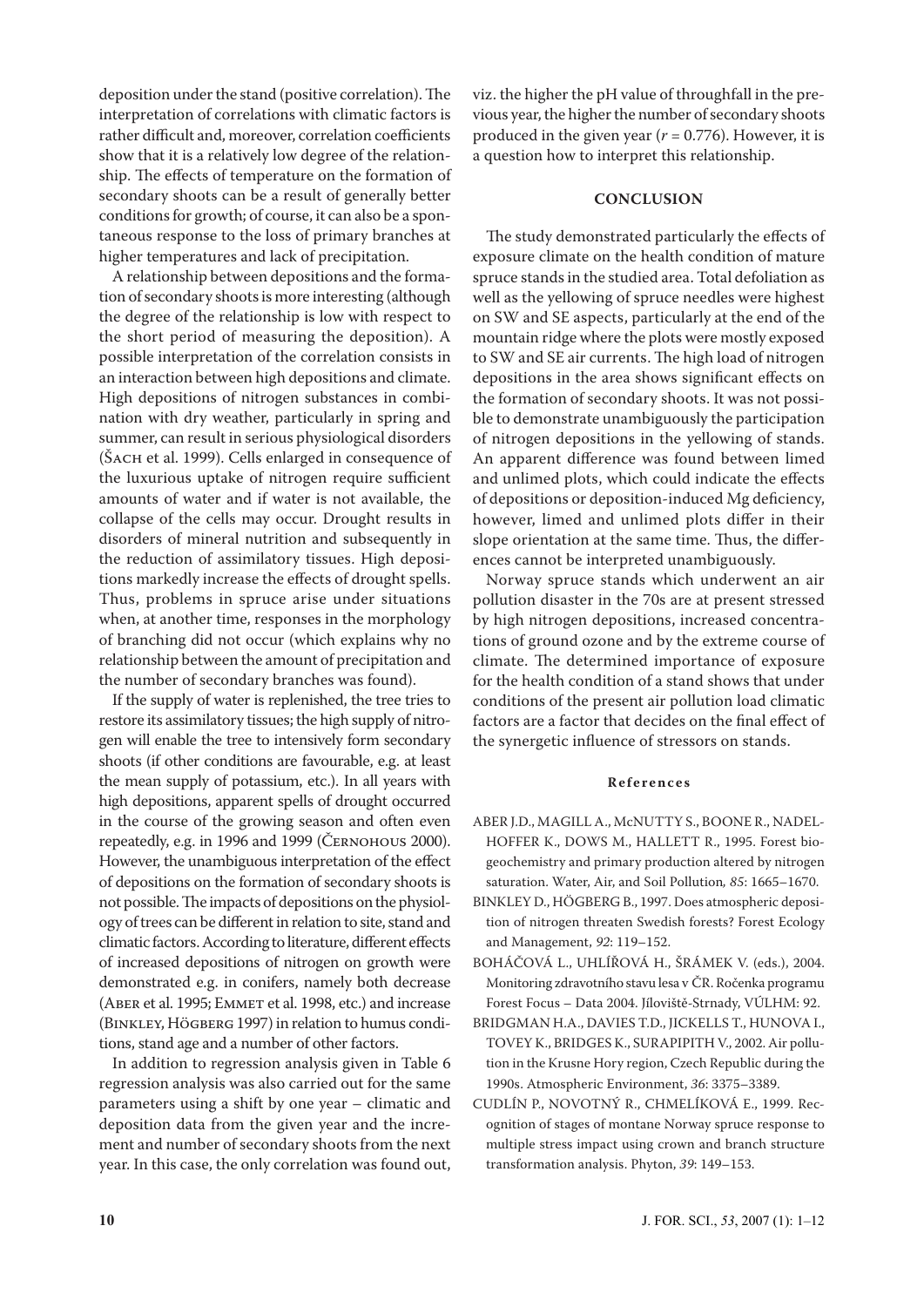deposition under the stand (positive correlation). The interpretation of correlations with climatic factors is rather difficult and, moreover, correlation coefficients show that it is a relatively low degree of the relationship. The effects of temperature on the formation of secondary shoots can be a result of generally better conditions for growth; of course, it can also be a spontaneous response to the loss of primary branches at higher temperatures and lack of precipitation.

A relationship between depositions and the formation of secondary shoots is more interesting (although the degree of the relationship is low with respect to the short period of measuring the deposition). A possible interpretation of the correlation consists in an interaction between high depositions and climate. High depositions of nitrogen substances in combination with dry weather, particularly in spring and summer, can result in serious physiological disorders (Šach et al. 1999). Cells enlarged in consequence of the luxurious uptake of nitrogen require sufficient amounts of water and if water is not available, the collapse of the cells may occur. Drought results in disorders of mineral nutrition and subsequently in the reduction of assimilatory tissues. High depositions markedly increase the effects of drought spells. Thus, problems in spruce arise under situations when, at another time, responses in the morphology of branching did not occur (which explains why no relationship between the amount of precipitation and the number of secondary branches was found).

If the supply of water is replenished, the tree tries to restore its assimilatory tissues; the high supply of nitrogen will enable the tree to intensively form secondary shoots (if other conditions are favourable, e.g. at least the mean supply of potassium, etc.). In all years with high depositions, apparent spells of drought occurred in the course of the growing season and often even repeatedly, e.g. in 1996 and 1999 (Černohous 2000). However, the unambiguous interpretation of the effect of depositions on the formation of secondary shoots is not possible. The impacts of depositions on the physiology of trees can be different in relation to site, stand and climatic factors. According to literature, different effects of increased depositions of nitrogen on growth were demonstrated e.g. in conifers, namely both decrease (Aber et al. 1995; Emmet et al. 1998, etc.) and increase (Binkley, Högberg 1997) in relation to humus conditions, stand age and a number of other factors.

In addition to regression analysis given in Table 6 regression analysis was also carried out for the same parameters using a shift by one year – climatic and deposition data from the given year and the increment and number of secondary shoots from the next year. In this case, the only correlation was found out, viz. the higher the pH value of throughfall in the previous year, the higher the number of secondary shoots produced in the given year ($r = 0.776$). However, it is a question how to interpret this relationship.

## CONCLUSION

The study demonstrated particularly the effects of exposure climate on the health condition of mature spruce stands in the studied area. Total defoliation as well as the yellowing of spruce needles were highest on SW and SE aspects, particularly at the end of the mountain ridge where the plots were mostly exposed to SW and SE air currents. The high load of nitrogen depositions in the area shows significant effects on the formation of secondary shoots. It was not possible to demonstrate unambiguously the participation of nitrogen depositions in the yellowing of stands. An apparent difference was found between limed and unlimed plots, which could indicate the effects of depositions or deposition-induced Mg deficiency, however, limed and unlimed plots differ in their slope orientation at the same time. Thus, the differences cannot be interpreted unambiguously.

Norway spruce stands which underwent an air pollution disaster in the 70s are at present stressed by high nitrogen depositions, increased concentrations of ground ozone and by the extreme course of climate. The determined importance of exposure for the health condition of a stand shows that under conditions of the present air pollution load climatic factors are a factor that decides on the final effect of the synergetic influence of stressors on stands.

### References

ABER J.D., MAGILL A., McNUTTY S., BOONE R., NADELHOFFER K., DOWS M., HALLETT R., 1995. Forest biogeochemistry and primary production altered by nitrogen saturation. Water, Air, and Soil Pollution, *85*: 1665–1670.

BINKLEY D., HÖGBERG B., 1997. Does atmospheric deposition of nitrogen threaten Swedish forests? Forest Ecology and Management, *92*: 119–152.

BOHÁČOVÁ L., UHLÍŘOVÁ H., ŠRÁMEK V. (eds.), 2004. Monitoring zdravotního stavu lesa v ČR. Ročenka programu Forest Focus – Data 2004. Jíloviště-Strnady, VÚLHM: 92.

BRIDGMAN H.A., DAVIES T.D., JICKELLS T., HUNOVA I., TOVEY K., BRIDGES K., SURAPIPITH V., 2002. Air pollution in the Krusne Hory region, Czech Republic during the 1990s. Atmospheric Environment, *36*: 3375–3389.

CUDLÍN P., NOVOTNÝ R., CHMELÍKOVÁ E., 1999. Recognition of stages of montane Norway spruce response to multiple stress impact using crown and branch structure transformation analysis. Phyton, *39*: 149–153.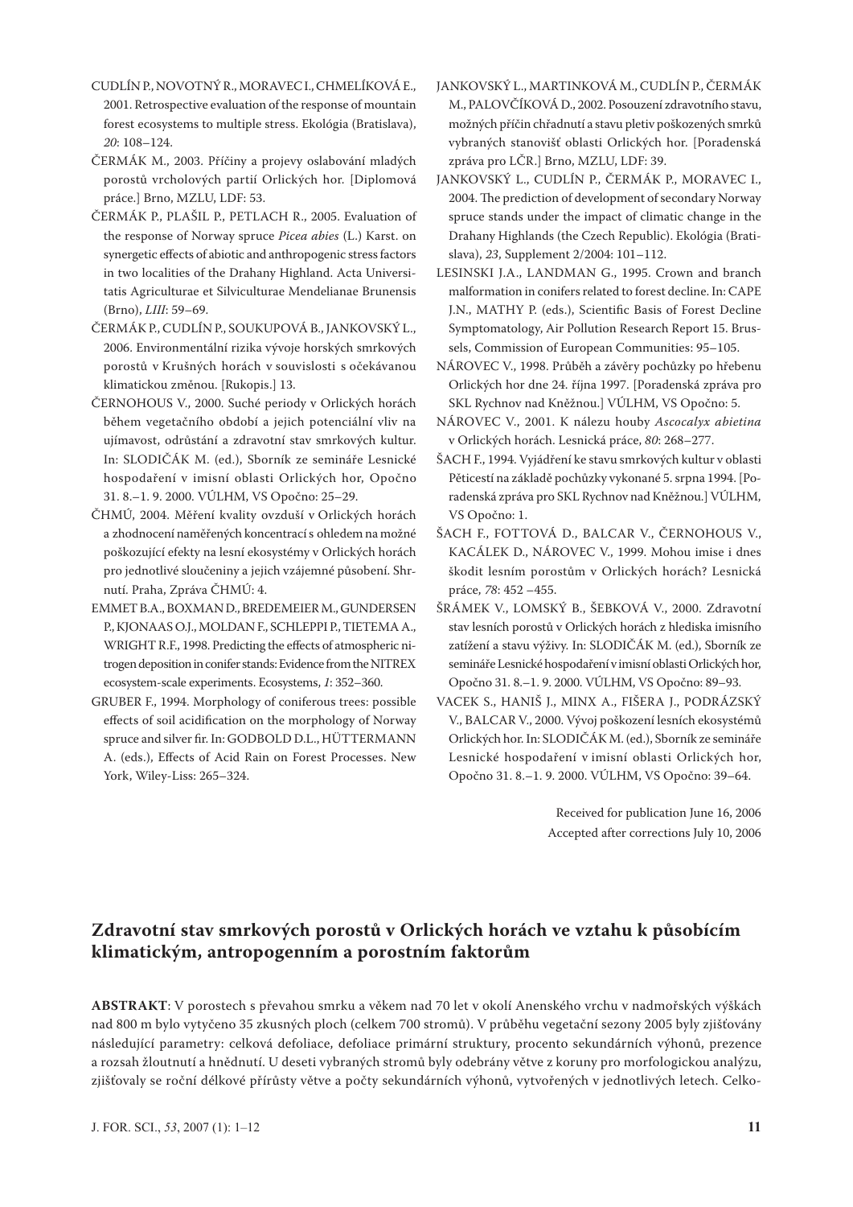CUDLÍN P., NOVOTNÝ R., MORAVEC I., CHMELÍKOVÁ E., 2001. Retrospective evaluation of the response of mountain forest ecosystems to multiple stress. Ekológia (Bratislava), *20*: 108–124.

ČERMÁK M., 2003. Příčiny a projevy oslabování mladých porostů vrcholových partií Orlických hor. [Diplomová práce.] Brno, MZLU, LDF: 53.

ČERMÁK P., PLAŠIL P., PETLACH R., 2005. Evaluation of the response of Norway spruce *Picea abies* (L.) Karst. on synergetic effects of abiotic and anthropogenic stress factors in two localities of the Drahany Highland. Acta Universitatis Agriculturae et Silviculturae Mendelianae Brunensis (Brno), *LIII*: 59–69.

ČERMÁK P., CUDLÍN P., SOUKUPOVÁ B., JANKOVSKÝ L., 2006. Environmentální rizika vývoje horských smrkových porostů v Krušných horách v souvislosti s očekávanou klimatickou změnou. [Rukopis.] 13.

ČERNOHOUS V., 2000. Suché periody v Orlických horách během vegetačního období a jejich potenciální vliv na ujímavost, odrůstání a zdravotní stav smrkových kultur. In: SLODIČÁK M. (ed.), Sborník ze semináře Lesnické hospodaření v imisní oblasti Orlických hor, Opočno 31. 8.–1. 9. 2000. VÚLHM, VS Opočno: 25–29.

ČHMÚ, 2004. Měření kvality ovzduší v Orlických horách a zhodnocení naměřených koncentrací s ohledem na možné poškozující efekty na lesní ekosystémy v Orlických horách pro jednotlivé sloučeniny a jejich vzájemné působení. Shrnutí. Praha, Zpráva ČHMÚ: 4.

EMMET B.A., BOXMAN D., BREDEMEIER M., GUNDERSEN P., KJONAAS O.J., MOLDAN F., SCHLEPPI P., TIETEMA A., WRIGHT R.F., 1998. Predicting the effects of atmospheric nitrogen deposition in conifer stands: Evidence from the NITREX ecosystem-scale experiments. Ecosystems, *1*: 352–360.

GRUBER F., 1994. Morphology of coniferous trees: possible effects of soil acidification on the morphology of Norway spruce and silver fir. In: GODBOLD D.L., HÜTTERMANN A. (eds.), Effects of Acid Rain on Forest Processes. New York, Wiley-Liss: 265–324.

JANKOVSKÝ L., MARTINKOVÁ M., CUDLÍN P., ČERMÁK M., PALOVČÍKOVÁ D., 2002. Posouzení zdravotního stavu, možných příčin chřadnutí a stavu pletiv poškozených smrků vybraných stanovišť oblasti Orlických hor. [Poradenská zpráva pro LČR.] Brno, MZLU, LDF: 39.

JANKOVSKÝ L., CUDLÍN P., ČERMÁK P., MORAVEC I., 2004. The prediction of development of secondary Norway spruce stands under the impact of climatic change in the Drahany Highlands (the Czech Republic). Ekológia (Bratislava), *23*, Supplement 2/2004: 101–112.

LESINSKI J.A., LANDMAN G., 1995. Crown and branch malformation in conifers related to forest decline. In: CAPE J.N., MATHY P. (eds.), Scientific Basis of Forest Decline Symptomatology, Air Pollution Research Report 15. Brussels, Commission of European Communities: 95–105.

NÁROVEC V., 1998. Průběh a závěry pochůzky po hřebenu Orlických hor dne 24. října 1997. [Poradenská zpráva pro SKL Rychnov nad Kněžnou.] VÚLHM, VS Opočno: 5.

NÁROVEC V., 2001. K nálezu houby *Ascocalyx abietina* v Orlických horách. Lesnická práce, *80*: 268–277.

ŠACH F., 1994. Vyjádření ke stavu smrkových kultur v oblasti Pěticestí na základě pochůzky vykonané 5. srpna 1994. [Poradenská zpráva pro SKL Rychnov nad Kněžnou.] VÚLHM, VS Opočno: 1.

ŠACH F., FOTTOVÁ D., BALCAR V., ČERNOHOUS V., KACÁLEK D., NÁROVEC V., 1999. Mohou imise i dnes škodit lesním porostům v Orlických horách? Lesnická práce, *78*: 452 –455.

ŠRÁMEK V., LOMSKÝ B., ŠEBKOVÁ V., 2000. Zdravotní stav lesních porostů v Orlických horách z hlediska imisního zatížení a stavu výživy. In: SLODIČÁK M. (ed.), Sborník ze semináře Lesnické hospodaření v imisní oblasti Orlických hor, Opočno 31. 8.–1. 9. 2000. VÚLHM, VS Opočno: 89–93.

VACEK S., HANIŠ J., MINX A., FIŠERA J., PODRÁZSKÝ V., BALCAR V., 2000. Vývoj poškození lesních ekosystémů Orlických hor. In: SLODIČÁK M. (ed.), Sborník ze semináře Lesnické hospodaření v imisní oblasti Orlických hor, Opočno 31. 8.–1. 9. 2000. VÚLHM, VS Opočno: 39–64.

Received for publication June 16, 2006
Accepted after corrections July 10, 2006

## Zdravotní stav smrkových porostů v Orlických horách ve vztahu k působícím klimatickým, antropogenním a porostním faktorům

**ABSTRAKT**: V porostech s převahou smrku a věkem nad 70 let v okolí Anenského vrchu v nadmořských výškách nad 800 m bylo vytyčeno 35 zkusných ploch (celkem 700 stromů). V průběhu vegetační sezony 2005 byly zjišťovány následující parametry: celková defoliace, defoliace primární struktury, procento sekundárních výhonů, prezence a rozsah žloutnutí a hnědnutí. U deseti vybraných stromů byly odebrány větve z koruny pro morfologickou analýzu, zjišťovaly se roční délkové přírůsty větve a počty sekundárních výhonů, vytvořených v jednotlivých letech. Celko-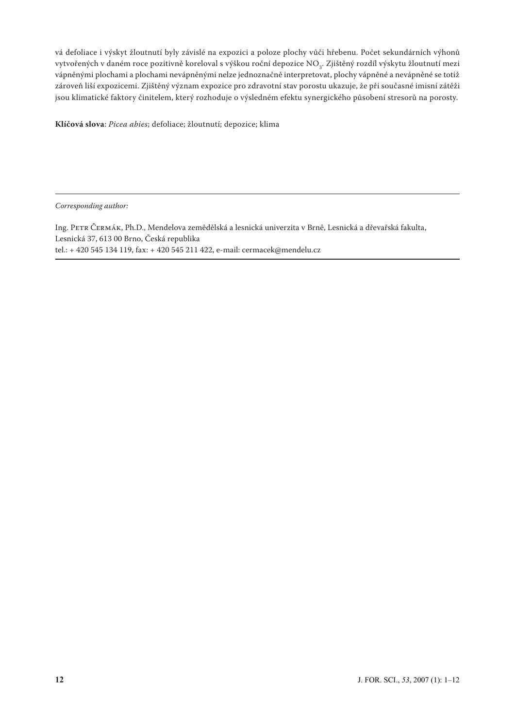vá defoliace i výskyt žloutnutí byly závislé na expozici a poloze plochy vůči hřebenu. Počet sekundárních výhonů vytvořených v daném roce pozitivně koreloval s výškou roční depozice $NO_3$. Zjištěný rozdíl výskytu žloutnutí mezi vápněnými plochami a plochami nevápněnými nelze jednoznačně interpretovat, plochy vápněné a nevápněné se totiž zároveň liší expozicemi. Zjištěný význam expozice pro zdravotní stav porostu ukazuje, že při současné imisní zátěži jsou klimatické faktory činitelem, který rozhoduje o výsledném efektu synergického působení stresorů na porosty.

**Klíčová slova**: *Picea abies*; defoliace; žloutnutí; depozice; klima

---

*Corresponding author:*

Ing. Petr Čermák, Ph.D., Mendelova zemědělská a lesnická univerzita v Brně, Lesnická a dřevařská fakulta, Lesnická 37, 613 00 Brno, Česká republika
tel.: + 420 545 134 119, fax: + 420 545 211 422, e-mail: cermacek@mendelu.cz